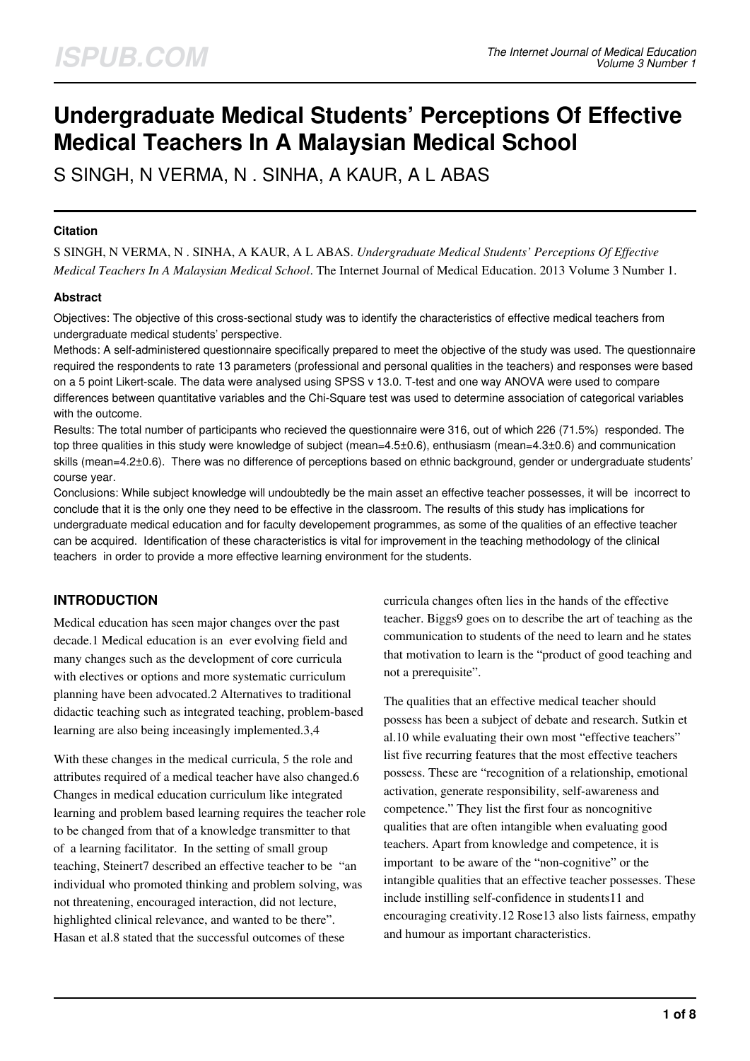# Undergraduate Medical Students' Perceptions Of Effective Medical Teachers In A Malaysian Medical School

S SINGH, N VERMA, N . SINHA, A KAUR, A L ABAS

### Citation

S SINGH, N VERMA, N . SINHA, A KAUR, A L ABAS. *Undergraduate Medical Students' Perceptions Of Effective Medical Teachers In A Malaysian Medical School*. The Internet Journal of Medical Education. 2013 Volume 3 Number 1.

### Abstract

Objectives: The objective of this cross-sectional study was to identify the characteristics of effective medical teachers from undergraduate medical students' perspective.

Methods: A self-administered questionnaire specifically prepared to meet the objective of the study was used. The questionnaire required the respondents to rate 13 parameters (professional and personal qualities in the teachers) and responses were based on a 5 point Likert-scale. The data were analysed using SPSS v 13.0. T-test and one way ANOVA were used to compare differences between quantitative variables and the Chi-Square test was used to determine association of categorical variables with the outcome.

Results: The total number of participants who recieved the questionnaire were 316, out of which 226 (71.5%) responded. The top three qualities in this study were knowledge of subject (mean=4.5±0.6), enthusiasm (mean=4.3±0.6) and communication skills (mean=4.2±0.6). There was no difference of perceptions based on ethnic background, gender or undergraduate students' course year.

Conclusions: While subject knowledge will undoubtedly be the main asset an effective teacher possesses, it will be incorrect to conclude that it is the only one they need to be effective in the classroom. The results of this study has implications for undergraduate medical education and for faculty developement programmes, as some of the qualities of an effective teacher can be acquired. Identification of these characteristics is vital for improvement in the teaching methodology of the clinical teachers in order to provide a more effective learning environment for the students.

## INTRODUCTION

Medical education has seen major changes over the past decade.[1] Medical education is an ever evolving field and many changes such as the development of core curricula with electives or options and more systematic curriculum planning have been advocated.[2] Alternatives to traditional didactic teaching such as integrated teaching, problem-based learning are also being inceasingly implemented.[3,4]

With these changes in the medical curricula,[5] the role and attributes required of a medical teacher have also changed.[6] Changes in medical education curriculum like integrated learning and problem based learning requires the teacher role to be changed from that of a knowledge transmitter to that of a learning facilitator. In the setting of small group teaching, Steinert[7] described an effective teacher to be "an individual who promoted thinking and problem solving, was not threatening, encouraged interaction, did not lecture, highlighted clinical relevance, and wanted to be there". Hasan et al.[8] stated that the successful outcomes of these curricula changes often lies in the hands of the effective teacher. Biggs[9] goes on to describe the art of teaching as the communication to students of the need to learn and he states that motivation to learn is the "product of good teaching and not a prerequisite".

The qualities that an effective medical teacher should possess has been a subject of debate and research. Sutkin et al.[10] while evaluating their own most "effective teachers" list five recurring features that the most effective teachers possess. These are "recognition of a relationship, emotional activation, generate responsibility, self-awareness and competence." They list the first four as noncognitive qualities that are often intangible when evaluating good teachers. Apart from knowledge and competence, it is important to be aware of the "non-cognitive" or the intangible qualities that an effective teacher possesses. These include instilling self-confidence in students[11] and encouraging creativity.[12] Rose[13] also lists fairness, empathy and humour as important characteristics.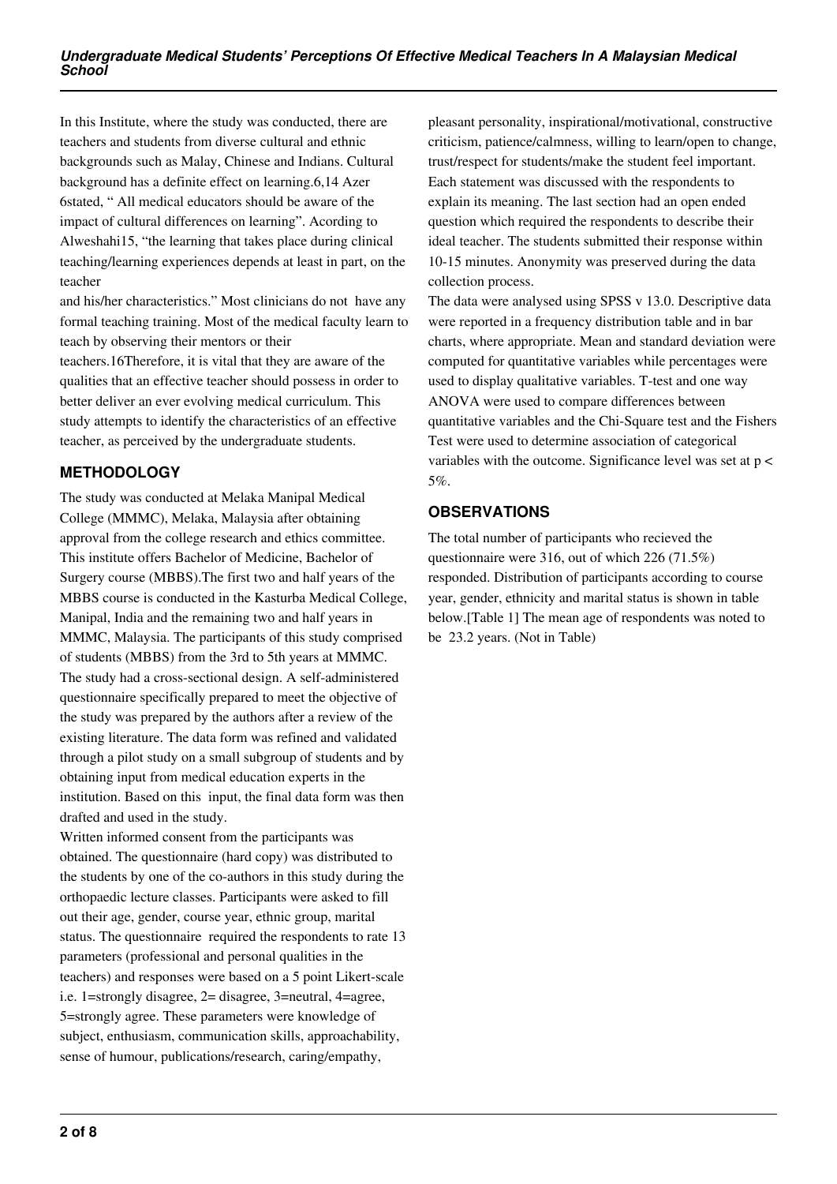In this Institute, where the study was conducted, there are teachers and students from diverse cultural and ethnic backgrounds such as Malay, Chinese and Indians. Cultural background has a definite effect on learning.6,14 Azer 6stated, " All medical educators should be aware of the impact of cultural differences on learning". Acording to Alweshahi15, "the learning that takes place during clinical teaching/learning experiences depends at least in part, on the teacher

and his/her characteristics." Most clinicians do not have any formal teaching training. Most of the medical faculty learn to teach by observing their mentors or their teachers.16Therefore, it is vital that they are aware of the qualities that an effective teacher should possess in order to better deliver an ever evolving medical curriculum. This study attempts to identify the characteristics of an effective teacher, as perceived by the undergraduate students.

## METHODOLOGY

The study was conducted at Melaka Manipal Medical College (MMMC), Melaka, Malaysia after obtaining approval from the college research and ethics committee. This institute offers Bachelor of Medicine, Bachelor of Surgery course (MBBS).The first two and half years of the MBBS course is conducted in the Kasturba Medical College, Manipal, India and the remaining two and half years in MMMC, Malaysia. The participants of this study comprised of students (MBBS) from the 3rd to 5th years at MMMC. The study had a cross-sectional design. A self-administered questionnaire specifically prepared to meet the objective of the study was prepared by the authors after a review of the existing literature. The data form was refined and validated through a pilot study on a small subgroup of students and by obtaining input from medical education experts in the institution. Based on this input, the final data form was then drafted and used in the study.

Written informed consent from the participants was obtained. The questionnaire (hard copy) was distributed to the students by one of the co-authors in this study during the orthopaedic lecture classes. Participants were asked to fill out their age, gender, course year, ethnic group, marital status. The questionnaire required the respondents to rate 13 parameters (professional and personal qualities in the teachers) and responses were based on a 5 point Likert-scale i.e. 1=strongly disagree, 2= disagree, 3=neutral, 4=agree, 5=strongly agree. These parameters were knowledge of subject, enthusiasm, communication skills, approachability, sense of humour, publications/research, caring/empathy, pleasant personality, inspirational/motivational, constructive criticism, patience/calmness, willing to learn/open to change, trust/respect for students/make the student feel important. Each statement was discussed with the respondents to explain its meaning. The last section had an open ended question which required the respondents to describe their ideal teacher. The students submitted their response within 10-15 minutes. Anonymity was preserved during the data collection process.

The data were analysed using SPSS v 13.0. Descriptive data were reported in a frequency distribution table and in bar charts, where appropriate. Mean and standard deviation were computed for quantitative variables while percentages were used to display qualitative variables. T-test and one way ANOVA were used to compare differences between quantitative variables and the Chi-Square test and the Fishers Test were used to determine association of categorical variables with the outcome. Significance level was set at $p < 5\%$.

## OBSERVATIONS

The total number of participants who recieved the questionnaire were 316, out of which 226 (71.5%) responded. Distribution of participants according to course year, gender, ethnicity and marital status is shown in table below.[Table 1] The mean age of respondents was noted to be 23.2 years. (Not in Table)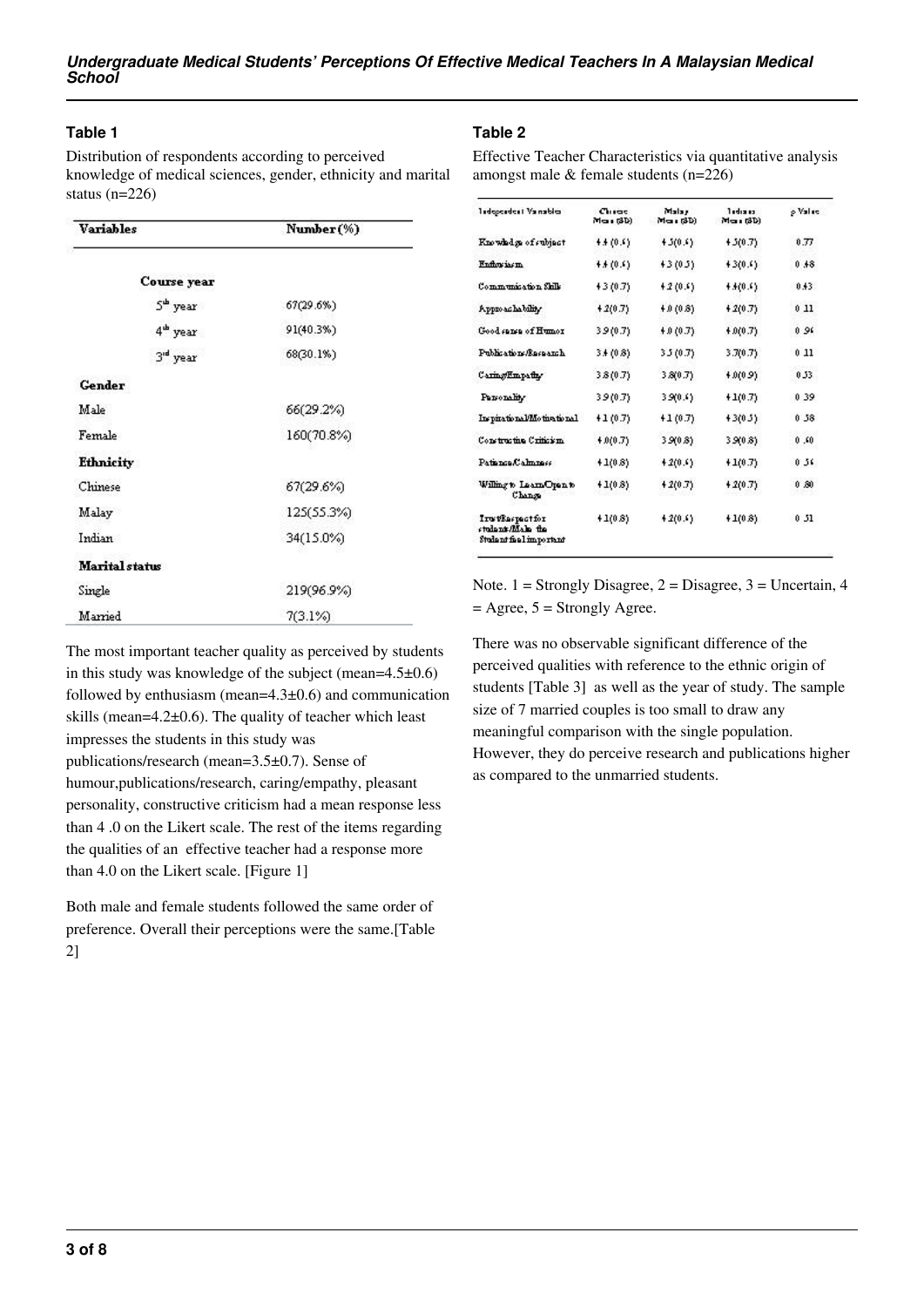### Table 1

Distribution of respondents according to perceived knowledge of medical sciences, gender, ethnicity and marital status (n=226)

| Variables | Number (%) |
|---|---|
| **Course year** | |
| 5th year | 67(29.6%) |
| 4th year | 91(40.3%) |
| 3rd year | 68(30.1%) |
| **Gender** | |
| Male | 66(29.2%) |
| Female | 160(70.8%) |
| **Ethnicity** | |
| Chinese | 67(29.6%) |
| Malay | 125(55.3%) |
| Indian | 34(15.0%) |
| **Marital status** | |
| Single | 219(96.9%) |
| Married | 7(3.1%) |

The most important teacher quality as perceived by students in this study was knowledge of the subject (mean=4.5±0.6) followed by enthusiasm (mean=4.3±0.6) and communication skills (mean=4.2±0.6). The quality of teacher which least impresses the students in this study was publications/research (mean=3.5±0.7). Sense of humour,publications/research, caring/empathy, pleasant personality, constructive criticism had a mean response less than 4 .0 on the Likert scale. The rest of the items regarding the qualities of an effective teacher had a response more than 4.0 on the Likert scale. [Figure 1]

Both male and female students followed the same order of preference. Overall their perceptions were the same.[Table 2]

### Table 2

Effective Teacher Characteristics via quantitative analysis amongst male & female students (n=226)

| Independent Variable | Chinese Mean (SD) | Malay Mean (SD) | Indian Mean (SD) | p Value |
|---|---|---|---|---|
| Knowledge of subject | 4.4 (0.6) | 4.5(0.6) | 4.5(0.7) | 0.77 |
| Enthusiasm | 4.4 (0.6) | 4.3 (0.5) | 4.3(0.6) | 0.48 |
| Communication Skills | 4.3 (0.7) | 4.2 (0.6) | 4.4(0.6) | 0.43 |
| Approachability | 4.2(0.7) | 4.0 (0.8) | 4.2(0.7) | 0.11 |
| Good sense of Humor | 3.9 (0.7) | 4.0 (0.7) | 4.0(0.7) | 0.96 |
| Publications/Research | 3.4 (0.8) | 3.5 (0.7) | 3.7(0.7) | 0.11 |
| Caring/Empathy | 3.8 (0.7) | 3.8(0.7) | 4.0(0.9) | 0.53 |
| Personality | 3.9 (0.7) | 3.9(0.6) | 4.1(0.7) | 0.39 |
| Inspirational/Motivational | 4.1 (0.7) | 4.1 (0.7) | 4.3(0.5) | 0.58 |
| Constructive Criticism | 4.0(0.7) | 3.9(0.8) | 3.9(0.8) | 0.60 |
| Patience/Calmness | 4.1(0.8) | 4.2(0.6) | 4.1(0.7) | 0.56 |
| Willing to Learn/Open to Change | 4.1(0.8) | 4.2(0.7) | 4.2(0.7) | 0.80 |
| Trust/Respect for students/Make the Student feel important | 4.1(0.8) | 4.2(0.6) | 4.1(0.8) | 0.51 |

Note. 1 = Strongly Disagree, 2 = Disagree, 3 = Uncertain, 4 = Agree, 5 = Strongly Agree.

There was no observable significant difference of the perceived qualities with reference to the ethnic origin of students [Table 3] as well as the year of study. The sample size of 7 married couples is too small to draw any meaningful comparison with the single population. However, they do perceive research and publications higher as compared to the unmarried students.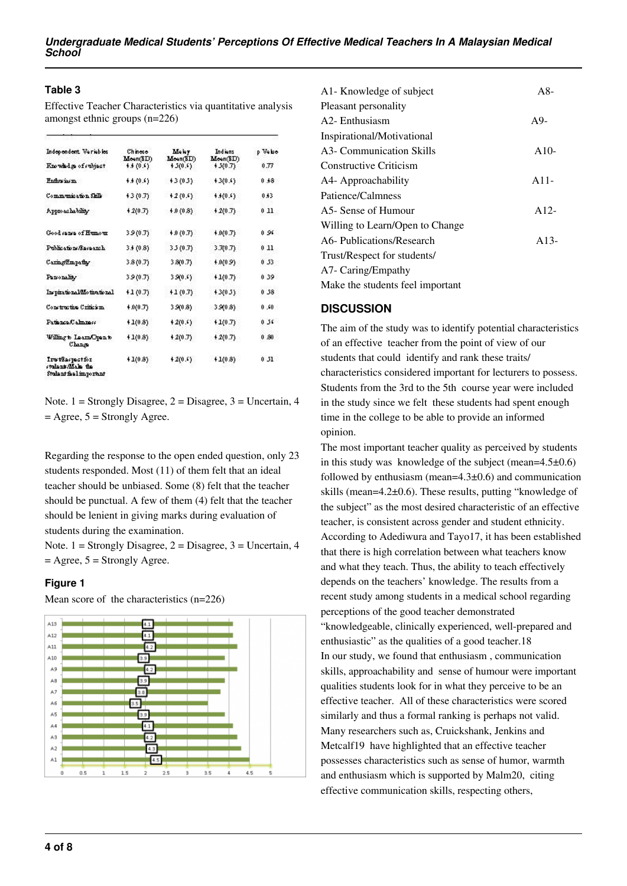### Table 3

Effective Teacher Characteristics via quantitative analysis amongst ethnic groups (n=226)

| Independent Variables | Chinese Mean(SD) | Malay Mean(SD) | Indians Mean(SD) | p Value |
|---|---|---|---|---|
| Knowledge of subject | 4.4 (0.6) | 4.5(0.6) | 4.5(0.7) | 0.77 |
| Enthusiasm | 4.4 (0.6) | 4.3 (0.5) | 4.3(0.6) | 0.48 |
| Communication Skills | 4.3 (0.7) | 4.2 (0.6) | 4.4(0.6) | 0.43 |
| Approachability | 4.2(0.7) | 4.0 (0.8) | 4.2(0.7) | 0.11 |
| Good sense of Humour | 3.9 (0.7) | 4.0 (0.7) | 4.0(0.7) | 0.96 |
| Publications/Research | 3.4 (0.8) | 3.5 (0.7) | 3.7(0.7) | 0.11 |
| Caring/Empathy | 3.8 (0.7) | 3.8(0.7) | 4.0(0.9) | 0.53 |
| Personality | 3.9 (0.7) | 3.9(0.6) | 4.1(0.7) | 0.39 |
| Inspirational/Motivational | 4.1 (0.7) | 4.1 (0.7) | 4.3(0.5) | 0.58 |
| Constructive Criticism | 4.0(0.7) | 3.9(0.8) | 3.9(0.8) | 0.60 |
| Patience/Calmness | 4.1(0.8) | 4.2(0.6) | 4.1(0.7) | 0.56 |
| Willing to Learn/Open to Change | 4.1(0.8) | 4.2(0.7) | 4.2(0.7) | 0.80 |
| Trust/Respect for students/Make the Student feel important | 4.1(0.8) | 4.2(0.6) | 4.1(0.8) | 0.51 |

Note. 1 = Strongly Disagree, 2 = Disagree, 3 = Uncertain, 4 = Agree, 5 = Strongly Agree.

Regarding the response to the open ended question, only 23 students responded. Most (11) of them felt that an ideal teacher should be unbiased. Some (8) felt that the teacher should be punctual. A few of them (4) felt that the teacher should be lenient in giving marks during evaluation of students during the examination.

Note. 1 = Strongly Disagree, 2 = Disagree, 3 = Uncertain, 4 = Agree, 5 = Strongly Agree.

### Figure 1

Mean score of the characteristics (n=226)

| Characteristic | Mean score |
|---|---|
| A13 | 4.1 |
| A12 | 4.1 |
| A11 | 4.2 |
| A10 | 3.9 |
| A9 | 4.2 |
| A8 | 3.9 |
| A7 | 3.8 |
| A6 | 3.5 |
| A5 | 3.9 |
| A4 | 4.1 |
| A3 | 4.2 |
| A2 | 4.3 |
| A1 | 4.5 |

A1- Knowledge of subject

A2- Enthusiasm

A3- Communication Skills

A4- Approachability

A5- Sense of Humour

A6- Publications/Research

A7- Caring/Empathy

A8- Pleasant personality

A9- Inspirational/Motivational

A10- Constructive Criticism

A11- Patience/Calmness

A12- Willing to Learn/Open to Change

A13- Trust/Respect for students/ Make the students feel important

## DISCUSSION

The aim of the study was to identify potential characteristics of an effective teacher from the point of view of our students that could identify and rank these traits/ characteristics considered important for lecturers to possess. Students from the 3rd to the 5th course year were included in the study since we felt these students had spent enough time in the college to be able to provide an informed opinion.

The most important teacher quality as perceived by students in this study was knowledge of the subject (mean=4.5±0.6) followed by enthusiasm (mean=4.3±0.6) and communication skills (mean=4.2±0.6). These results, putting "knowledge of the subject" as the most desired characteristic of an effective teacher, is consistent across gender and student ethnicity. According to Adediwura and Tayo[17], it has been established that there is high correlation between what teachers know and what they teach. Thus, the ability to teach effectively depends on the teachers' knowledge. The results from a recent study among students in a medical school regarding perceptions of the good teacher demonstrated "knowledgeable, clinically experienced, well-prepared and enthusiastic" as the qualities of a good teacher.[18]

In our study, we found that enthusiasm , communication skills, approachability and sense of humour were important qualities students look for in what they perceive to be an effective teacher. All of these characteristics were scored similarly and thus a formal ranking is perhaps not valid. Many researchers such as, Cruickshank, Jenkins and Metcalf[19] have highlighted that an effective teacher possesses characteristics such as sense of humor, warmth and enthusiasm which is supported by Malm[20], citing effective communication skills, respecting others,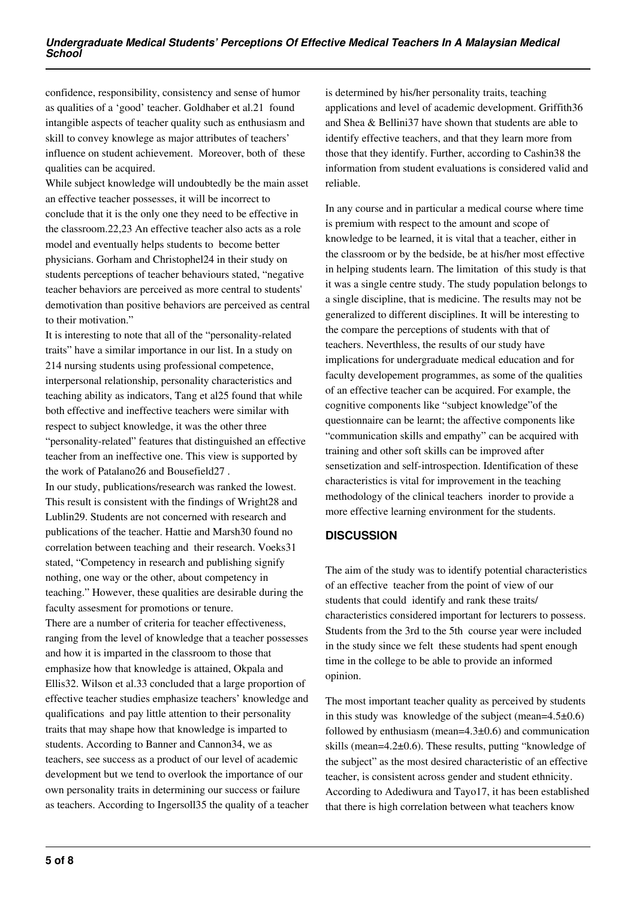confidence, responsibility, consistency and sense of humor as qualities of a 'good' teacher. Goldhaber et al.21 found intangible aspects of teacher quality such as enthusiasm and skill to convey knowlege as major attributes of teachers' influence on student achievement. Moreover, both of these qualities can be acquired.

While subject knowledge will undoubtedly be the main asset an effective teacher possesses, it will be incorrect to conclude that it is the only one they need to be effective in the classroom.22,23 An effective teacher also acts as a role model and eventually helps students to become better physicians. Gorham and Christophel24 in their study on students perceptions of teacher behaviours stated, "negative teacher behaviors are perceived as more central to students' demotivation than positive behaviors are perceived as central to their motivation."

It is interesting to note that all of the "personality-related traits" have a similar importance in our list. In a study on 214 nursing students using professional competence, interpersonal relationship, personality characteristics and teaching ability as indicators, Tang et al25 found that while both effective and ineffective teachers were similar with respect to subject knowledge, it was the other three "personality-related" features that distinguished an effective teacher from an ineffective one. This view is supported by the work of Patalano26 and Bousefield27 .

In our study, publications/research was ranked the lowest. This result is consistent with the findings of Wright28 and Lublin29. Students are not concerned with research and publications of the teacher. Hattie and Marsh30 found no correlation between teaching and their research. Voeks31 stated, "Competency in research and publishing signify nothing, one way or the other, about competency in teaching." However, these qualities are desirable during the faculty assesment for promotions or tenure.

There are a number of criteria for teacher effectiveness, ranging from the level of knowledge that a teacher possesses and how it is imparted in the classroom to those that emphasize how that knowledge is attained, Okpala and Ellis32. Wilson et al.33 concluded that a large proportion of effective teacher studies emphasize teachers' knowledge and qualifications and pay little attention to their personality traits that may shape how that knowledge is imparted to students. According to Banner and Cannon34, we as teachers, see success as a product of our level of academic development but we tend to overlook the importance of our own personality traits in determining our success or failure as teachers. According to Ingersoll35 the quality of a teacher is determined by his/her personality traits, teaching applications and level of academic development. Griffith36 and Shea & Bellini37 have shown that students are able to identify effective teachers, and that they learn more from those that they identify. Further, according to Cashin38 the information from student evaluations is considered valid and reliable.

In any course and in particular a medical course where time is premium with respect to the amount and scope of knowledge to be learned, it is vital that a teacher, either in the classroom or by the bedside, be at his/her most effective in helping students learn. The limitation of this study is that it was a single centre study. The study population belongs to a single discipline, that is medicine. The results may not be generalized to different disciplines. It will be interesting to the compare the perceptions of students with that of teachers. Neverthless, the results of our study have implications for undergraduate medical education and for faculty developement programmes, as some of the qualities of an effective teacher can be acquired. For example, the cognitive components like "subject knowledge"of the questionnaire can be learnt; the affective components like "communication skills and empathy" can be acquired with training and other soft skills can be improved after sensetization and self-introspection. Identification of these characteristics is vital for improvement in the teaching methodology of the clinical teachers inorder to provide a more effective learning environment for the students.

## DISCUSSION

The aim of the study was to identify potential characteristics of an effective teacher from the point of view of our students that could identify and rank these traits/ characteristics considered important for lecturers to possess. Students from the 3rd to the 5th course year were included in the study since we felt these students had spent enough time in the college to be able to provide an informed opinion.

The most important teacher quality as perceived by students in this study was knowledge of the subject (mean=4.5±0.6) followed by enthusiasm (mean=4.3±0.6) and communication skills (mean=4.2±0.6). These results, putting "knowledge of the subject" as the most desired characteristic of an effective teacher, is consistent across gender and student ethnicity. According to Adediwura and Tayo17, it has been established that there is high correlation between what teachers know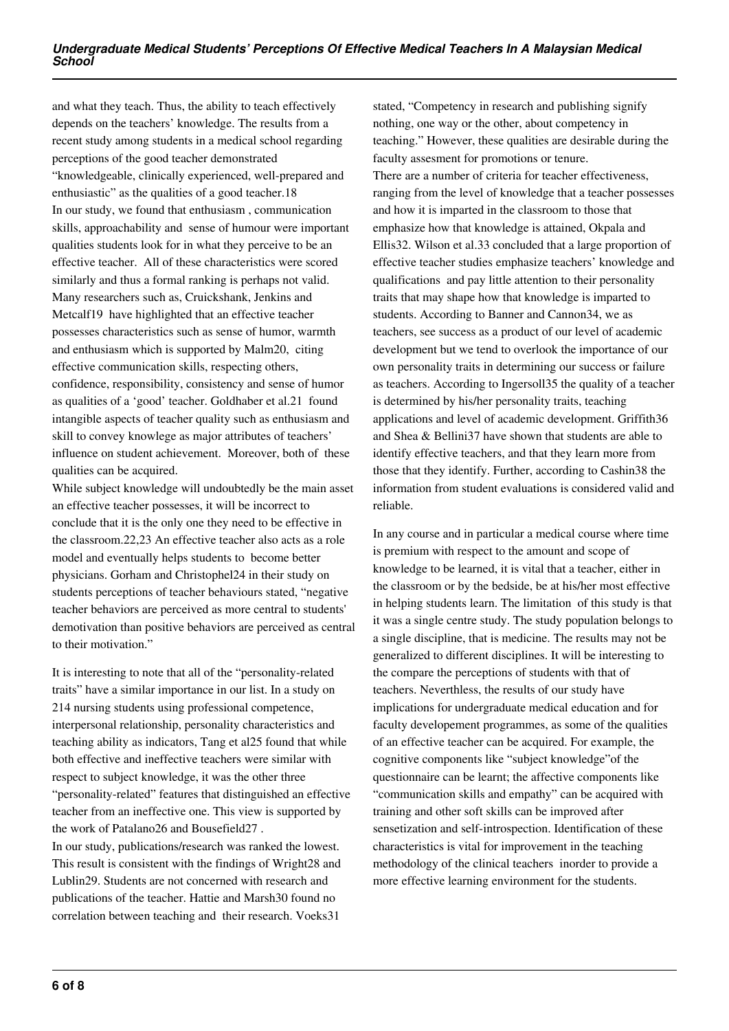and what they teach. Thus, the ability to teach effectively depends on the teachers' knowledge. The results from a recent study among students in a medical school regarding perceptions of the good teacher demonstrated "knowledgeable, clinically experienced, well-prepared and enthusiastic" as the qualities of a good teacher.[18]

In our study, we found that enthusiasm , communication skills, approachability and sense of humour were important qualities students look for in what they perceive to be an effective teacher. All of these characteristics were scored similarly and thus a formal ranking is perhaps not valid. Many researchers such as, Cruickshank, Jenkins and Metcalf[19] have highlighted that an effective teacher possesses characteristics such as sense of humor, warmth and enthusiasm which is supported by Malm[20], citing effective communication skills, respecting others, confidence, responsibility, consistency and sense of humor as qualities of a 'good' teacher. Goldhaber et al.[21] found intangible aspects of teacher quality such as enthusiasm and skill to convey knowlege as major attributes of teachers' influence on student achievement. Moreover, both of these qualities can be acquired.

While subject knowledge will undoubtedly be the main asset an effective teacher possesses, it will be incorrect to conclude that it is the only one they need to be effective in the classroom.[22,23] An effective teacher also acts as a role model and eventually helps students to become better physicians. Gorham and Christophel[24] in their study on students perceptions of teacher behaviours stated, "negative teacher behaviors are perceived as more central to students' demotivation than positive behaviors are perceived as central to their motivation."

It is interesting to note that all of the "personality-related traits" have a similar importance in our list. In a study on 214 nursing students using professional competence, interpersonal relationship, personality characteristics and teaching ability as indicators, Tang et al[25] found that while both effective and ineffective teachers were similar with respect to subject knowledge, it was the other three "personality-related" features that distinguished an effective teacher from an ineffective one. This view is supported by the work of Patalano[26] and Bousefield[27] .

In our study, publications/research was ranked the lowest. This result is consistent with the findings of Wright[28] and Lublin[29]. Students are not concerned with research and publications of the teacher. Hattie and Marsh[30] found no correlation between teaching and their research. Voeks[31] stated, "Competency in research and publishing signify nothing, one way or the other, about competency in teaching." However, these qualities are desirable during the faculty assesment for promotions or tenure.

There are a number of criteria for teacher effectiveness, ranging from the level of knowledge that a teacher possesses and how it is imparted in the classroom to those that emphasize how that knowledge is attained, Okpala and Ellis[32]. Wilson et al.[33] concluded that a large proportion of effective teacher studies emphasize teachers' knowledge and qualifications and pay little attention to their personality traits that may shape how that knowledge is imparted to students. According to Banner and Cannon[34], we as teachers, see success as a product of our level of academic development but we tend to overlook the importance of our own personality traits in determining our success or failure as teachers. According to Ingersoll[35] the quality of a teacher is determined by his/her personality traits, teaching applications and level of academic development. Griffith[36] and Shea & Bellini[37] have shown that students are able to identify effective teachers, and that they learn more from those that they identify. Further, according to Cashin[38] the information from student evaluations is considered valid and reliable.

In any course and in particular a medical course where time is premium with respect to the amount and scope of knowledge to be learned, it is vital that a teacher, either in the classroom or by the bedside, be at his/her most effective in helping students learn. The limitation of this study is that it was a single centre study. The study population belongs to a single discipline, that is medicine. The results may not be generalized to different disciplines. It will be interesting to the compare the perceptions of students with that of teachers. Neverthless, the results of our study have implications for undergraduate medical education and for faculty developement programmes, as some of the qualities of an effective teacher can be acquired. For example, the cognitive components like "subject knowledge"of the questionnaire can be learnt; the affective components like "communication skills and empathy" can be acquired with training and other soft skills can be improved after sensetization and self-introspection. Identification of these characteristics is vital for improvement in the teaching methodology of the clinical teachers inorder to provide a more effective learning environment for the students.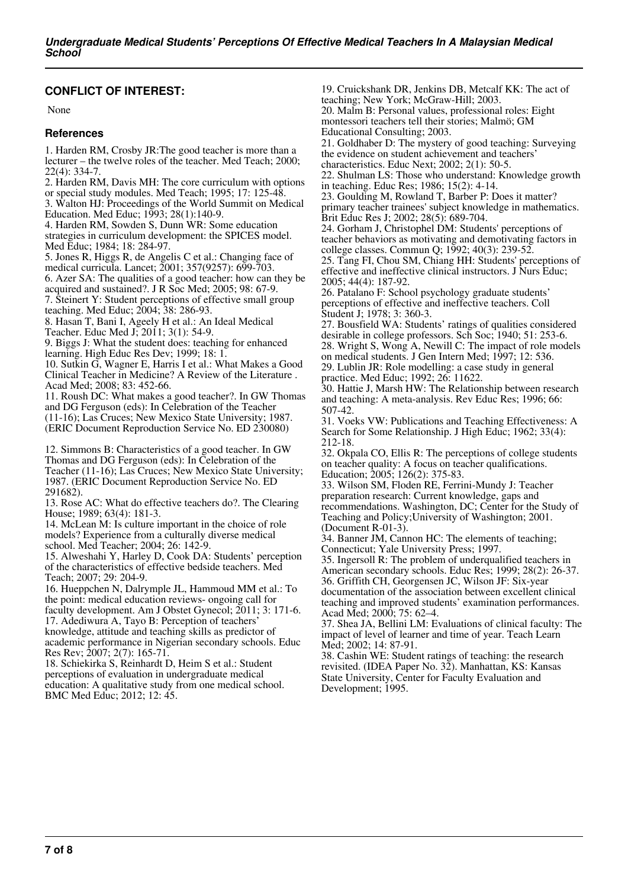## CONFLICT OF INTEREST:

None

### References

1. Harden RM, Crosby JR:The good teacher is more than a lecturer – the twelve roles of the teacher. Med Teach; 2000; 22(4): 334-7.
2. Harden RM, Davis MH: The core curriculum with options or special study modules. Med Teach; 1995; 17: 125-48.
3. Walton HJ: Proceedings of the World Summit on Medical Education. Med Educ; 1993; 28(1):140-9.
4. Harden RM, Sowden S, Dunn WR: Some education strategies in curriculum development: the SPICES model. Med Educ; 1984; 18: 284-97.
5. Jones R, Higgs R, de Angelis C et al.: Changing face of medical curricula. Lancet; 2001; 357(9257): 699-703.
6. Azer SA: The qualities of a good teacher: how can they be acquired and sustained?. J R Soc Med; 2005; 98: 67-9.
7. Steinert Y: Student perceptions of effective small group teaching. Med Educ; 2004; 38: 286-93.
8. Hasan T, Bani I, Ageely H et al.: An Ideal Medical Teacher. Educ Med J; 2011; 3(1): 54-9.
9. Biggs J: What the student does: teaching for enhanced learning. High Educ Res Dev; 1999; 18: 1.
10. Sutkin G, Wagner E, Harris I et al.: What Makes a Good Clinical Teacher in Medicine? A Review of the Literature . Acad Med; 2008; 83: 452-66.
11. Roush DC: What makes a good teacher?. In GW Thomas and DG Ferguson (eds): In Celebration of the Teacher (11-16); Las Cruces; New Mexico State University; 1987. (ERIC Document Reproduction Service No. ED 230080)
12. Simmons B: Characteristics of a good teacher. In GW Thomas and DG Ferguson (eds): In Celebration of the Teacher (11-16); Las Cruces; New Mexico State University; 1987. (ERIC Document Reproduction Service No. ED 291682).
13. Rose AC: What do effective teachers do?. The Clearing House; 1989; 63(4): 181-3.
14. McLean M: Is culture important in the choice of role models? Experience from a culturally diverse medical school. Med Teacher; 2004; 26: 142-9.
15. Alweshahi Y, Harley D, Cook DA: Students' perception of the characteristics of effective bedside teachers. Med Teach; 2007; 29: 204-9.
16. Hueppchen N, Dalrymple JL, Hammoud MM et al.: To the point: medical education reviews- ongoing call for faculty development. Am J Obstet Gynecol; 2011; 3: 171-6.
17. Adediwura A, Tayo B: Perception of teachers' knowledge, attitude and teaching skills as predictor of academic performance in Nigerian secondary schools. Educ Res Rev; 2007; 2(7): 165-71.
18. Schiekirka S, Reinhardt D, Heim S et al.: Student perceptions of evaluation in undergraduate medical education: A qualitative study from one medical school. BMC Med Educ; 2012; 12: 45.
19. Cruickshank DR, Jenkins DB, Metcalf KK: The act of teaching; New York; McGraw-Hill; 2003.
20. Malm B: Personal values, professional roles: Eight montessori teachers tell their stories; Malmö; GM Educational Consulting; 2003.
21. Goldhaber D: The mystery of good teaching: Surveying the evidence on student achievement and teachers' characteristics. Educ Next; 2002; 2(1): 50-5.
22. Shulman LS: Those who understand: Knowledge growth in teaching. Educ Res; 1986; 15(2): 4-14.
23. Goulding M, Rowland T, Barber P: Does it matter? primary teacher trainees' subject knowledge in mathematics. Brit Educ Res J; 2002; 28(5): 689-704.
24. Gorham J, Christophel DM: Students' perceptions of teacher behaviors as motivating and demotivating factors in college classes. Commun Q; 1992; 40(3): 239-52.
25. Tang FI, Chou SM, Chiang HH: Students' perceptions of effective and ineffective clinical instructors. J Nurs Educ; 2005; 44(4): 187-92.
26. Patalano F: School psychology graduate students' perceptions of effective and ineffective teachers. Coll Student J; 1978; 3: 360-3.
27. Bousfield WA: Students' ratings of qualities considered desirable in college professors. Sch Soc; 1940; 51: 253-6.
28. Wright S, Wong A, Newill C: The impact of role models on medical students. J Gen Intern Med; 1997; 12: 536.
29. Lublin JR: Role modelling: a case study in general practice. Med Educ; 1992; 26: 11622.
30. Hattie J, Marsh HW: The Relationship between research and teaching: A meta-analysis. Rev Educ Res; 1996; 66: 507-42.
31. Voeks VW: Publications and Teaching Effectiveness: A Search for Some Relationship. J High Educ; 1962; 33(4): 212-18.
32. Okpala CO, Ellis R: The perceptions of college students on teacher quality: A focus on teacher qualifications. Education; 2005; 126(2): 375-83.
33. Wilson SM, Floden RE, Ferrini-Mundy J: Teacher preparation research: Current knowledge, gaps and recommendations. Washington, DC; Center for the Study of Teaching and Policy;University of Washington; 2001. (Document R-01-3).
34. Banner JM, Cannon HC: The elements of teaching; Connecticut; Yale University Press; 1997.
35. Ingersoll R: The problem of underqualified teachers in American secondary schools. Educ Res; 1999; 28(2): 26-37.
36. Griffith CH, Georgensen JC, Wilson JF: Six-year documentation of the association between excellent clinical teaching and improved students' examination performances. Acad Med; 2000; 75: 62–4.
37. Shea JA, Bellini LM: Evaluations of clinical faculty: The impact of level of learner and time of year. Teach Learn Med; 2002; 14: 87-91.
38. Cashin WE: Student ratings of teaching: the research revisited. (IDEA Paper No. 32). Manhattan, KS: Kansas State University, Center for Faculty Evaluation and Development; 1995.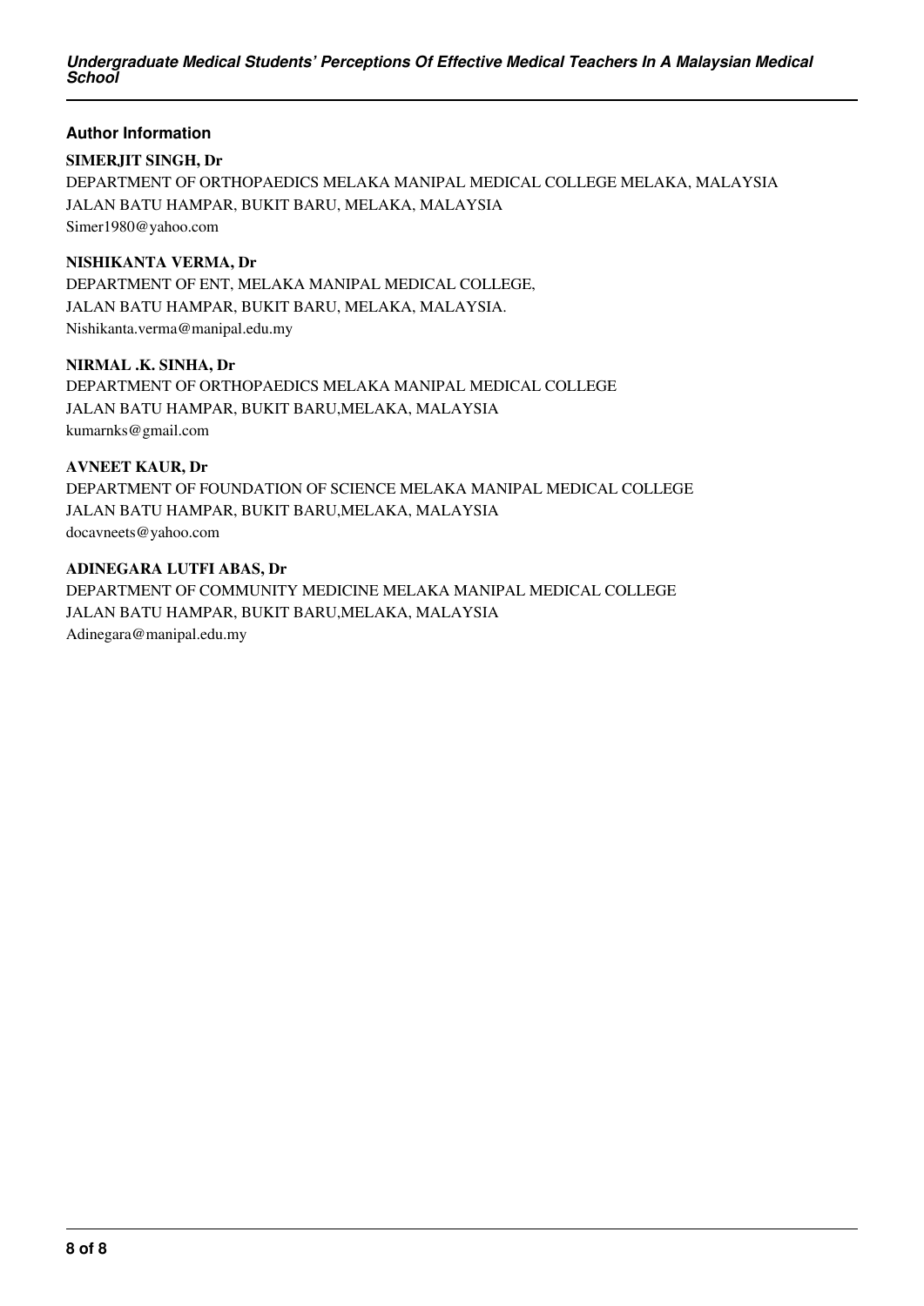### Author Information

**SIMERJIT SINGH, Dr**
DEPARTMENT OF ORTHOPAEDICS MELAKA MANIPAL MEDICAL COLLEGE MELAKA, MALAYSIA
JALAN BATU HAMPAR, BUKIT BARU, MELAKA, MALAYSIA
Simer1980@yahoo.com

**NISHIKANTA VERMA, Dr**
DEPARTMENT OF ENT, MELAKA MANIPAL MEDICAL COLLEGE,
JALAN BATU HAMPAR, BUKIT BARU, MELAKA, MALAYSIA.
Nishikanta.verma@manipal.edu.my

**NIRMAL .K. SINHA, Dr**
DEPARTMENT OF ORTHOPAEDICS MELAKA MANIPAL MEDICAL COLLEGE
JALAN BATU HAMPAR, BUKIT BARU,MELAKA, MALAYSIA
kumarnks@gmail.com

**AVNEET KAUR, Dr**
DEPARTMENT OF FOUNDATION OF SCIENCE MELAKA MANIPAL MEDICAL COLLEGE
JALAN BATU HAMPAR, BUKIT BARU,MELAKA, MALAYSIA
docavneets@yahoo.com

**ADINEGARA LUTFI ABAS, Dr**
DEPARTMENT OF COMMUNITY MEDICINE MELAKA MANIPAL MEDICAL COLLEGE
JALAN BATU HAMPAR, BUKIT BARU,MELAKA, MALAYSIA
Adinegara@manipal.edu.my